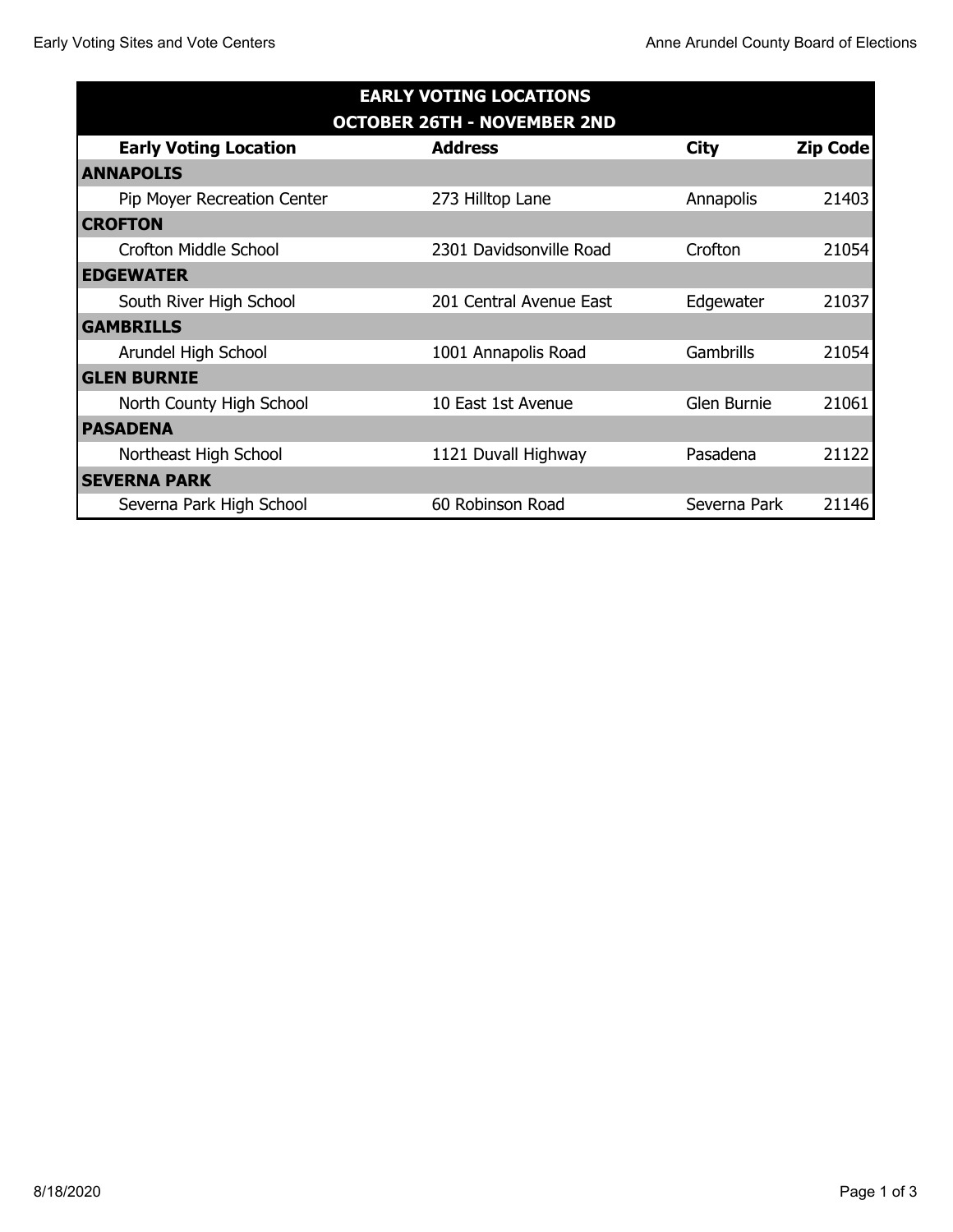| EARLY VOTING LOCATIONS OCTOBER 26TH - NOVEMBER 2ND | | | |
|---|---|---|---|
| **Early Voting Location** | **Address** | **City** | **Zip Code** |
| **ANNAPOLIS** | | | |
| Pip Moyer Recreation Center | 273 Hilltop Lane | Annapolis | 21403 |
| **CROFTON** | | | |
| Crofton Middle School | 2301 Davidsonville Road | Crofton | 21054 |
| **EDGEWATER** | | | |
| South River High School | 201 Central Avenue East | Edgewater | 21037 |
| **GAMBRILLS** | | | |
| Arundel High School | 1001 Annapolis Road | Gambrills | 21054 |
| **GLEN BURNIE** | | | |
| North County High School | 10 East 1st Avenue | Glen Burnie | 21061 |
| **PASADENA** | | | |
| Northeast High School | 1121 Duvall Highway | Pasadena | 21122 |
| **SEVERNA PARK** | | | |
| Severna Park High School | 60 Robinson Road | Severna Park | 21146 |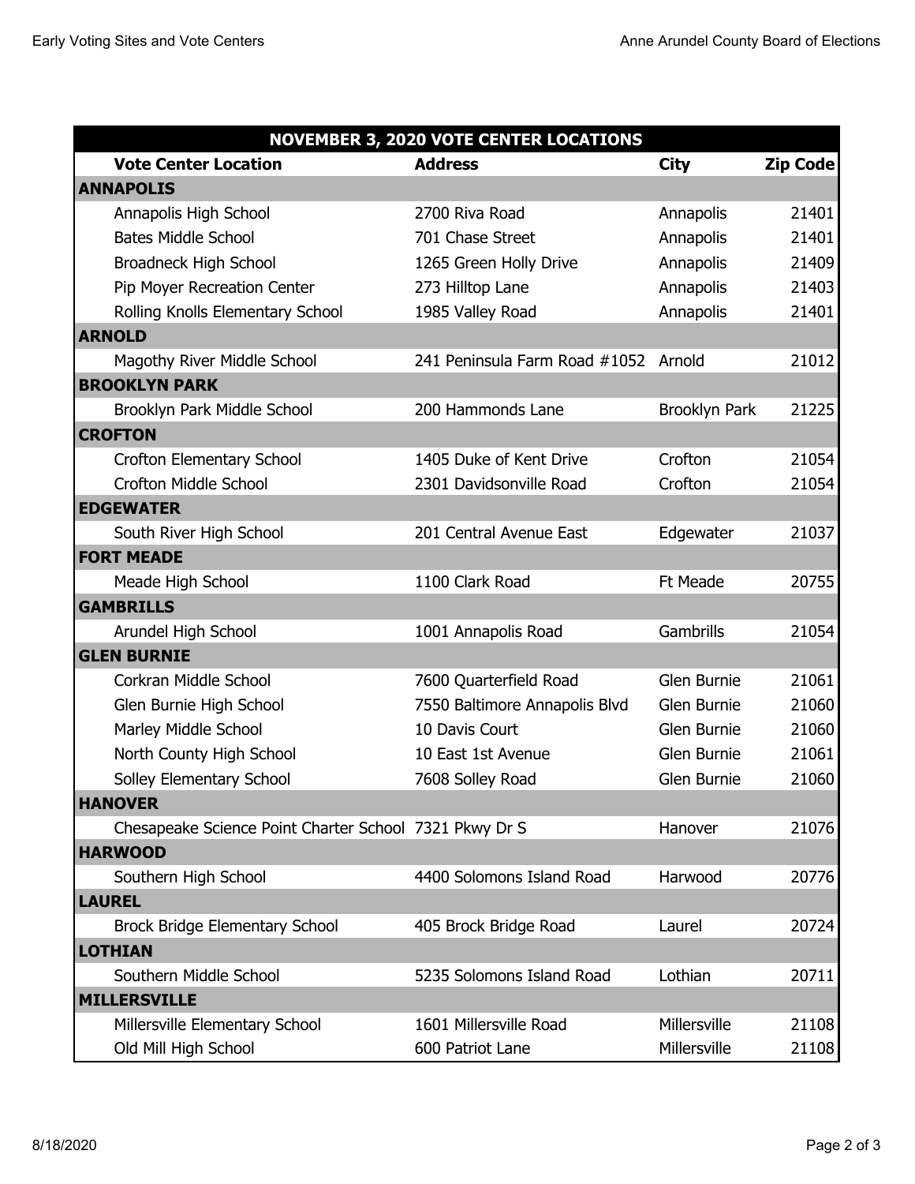| NOVEMBER 3, 2020 VOTE CENTER LOCATIONS | | | |
|---|---|---|---|
| **Vote Center Location** | **Address** | **City** | **Zip Code** |
| **ANNAPOLIS** | | | |
| Annapolis High School | 2700 Riva Road | Annapolis | 21401 |
| Bates Middle School | 701 Chase Street | Annapolis | 21401 |
| Broadneck High School | 1265 Green Holly Drive | Annapolis | 21409 |
| Pip Moyer Recreation Center | 273 Hilltop Lane | Annapolis | 21403 |
| Rolling Knolls Elementary School | 1985 Valley Road | Annapolis | 21401 |
| **ARNOLD** | | | |
| Magothy River Middle School | 241 Peninsula Farm Road #1052 | Arnold | 21012 |
| **BROOKLYN PARK** | | | |
| Brooklyn Park Middle School | 200 Hammonds Lane | Brooklyn Park | 21225 |
| **CROFTON** | | | |
| Crofton Elementary School | 1405 Duke of Kent Drive | Crofton | 21054 |
| Crofton Middle School | 2301 Davidsonville Road | Crofton | 21054 |
| **EDGEWATER** | | | |
| South River High School | 201 Central Avenue East | Edgewater | 21037 |
| **FORT MEADE** | | | |
| Meade High School | 1100 Clark Road | Ft Meade | 20755 |
| **GAMBRILLS** | | | |
| Arundel High School | 1001 Annapolis Road | Gambrills | 21054 |
| **GLEN BURNIE** | | | |
| Corkran Middle School | 7600 Quarterfield Road | Glen Burnie | 21061 |
| Glen Burnie High School | 7550 Baltimore Annapolis Blvd | Glen Burnie | 21060 |
| Marley Middle School | 10 Davis Court | Glen Burnie | 21060 |
| North County High School | 10 East 1st Avenue | Glen Burnie | 21061 |
| Solley Elementary School | 7608 Solley Road | Glen Burnie | 21060 |
| **HANOVER** | | | |
| Chesapeake Science Point Charter School | 7321 Pkwy Dr S | Hanover | 21076 |
| **HARWOOD** | | | |
| Southern High School | 4400 Solomons Island Road | Harwood | 20776 |
| **LAUREL** | | | |
| Brock Bridge Elementary School | 405 Brock Bridge Road | Laurel | 20724 |
| **LOTHIAN** | | | |
| Southern Middle School | 5235 Solomons Island Road | Lothian | 20711 |
| **MILLERSVILLE** | | | |
| Millersville Elementary School | 1601 Millersville Road | Millersville | 21108 |
| Old Mill High School | 600 Patriot Lane | Millersville | 21108 |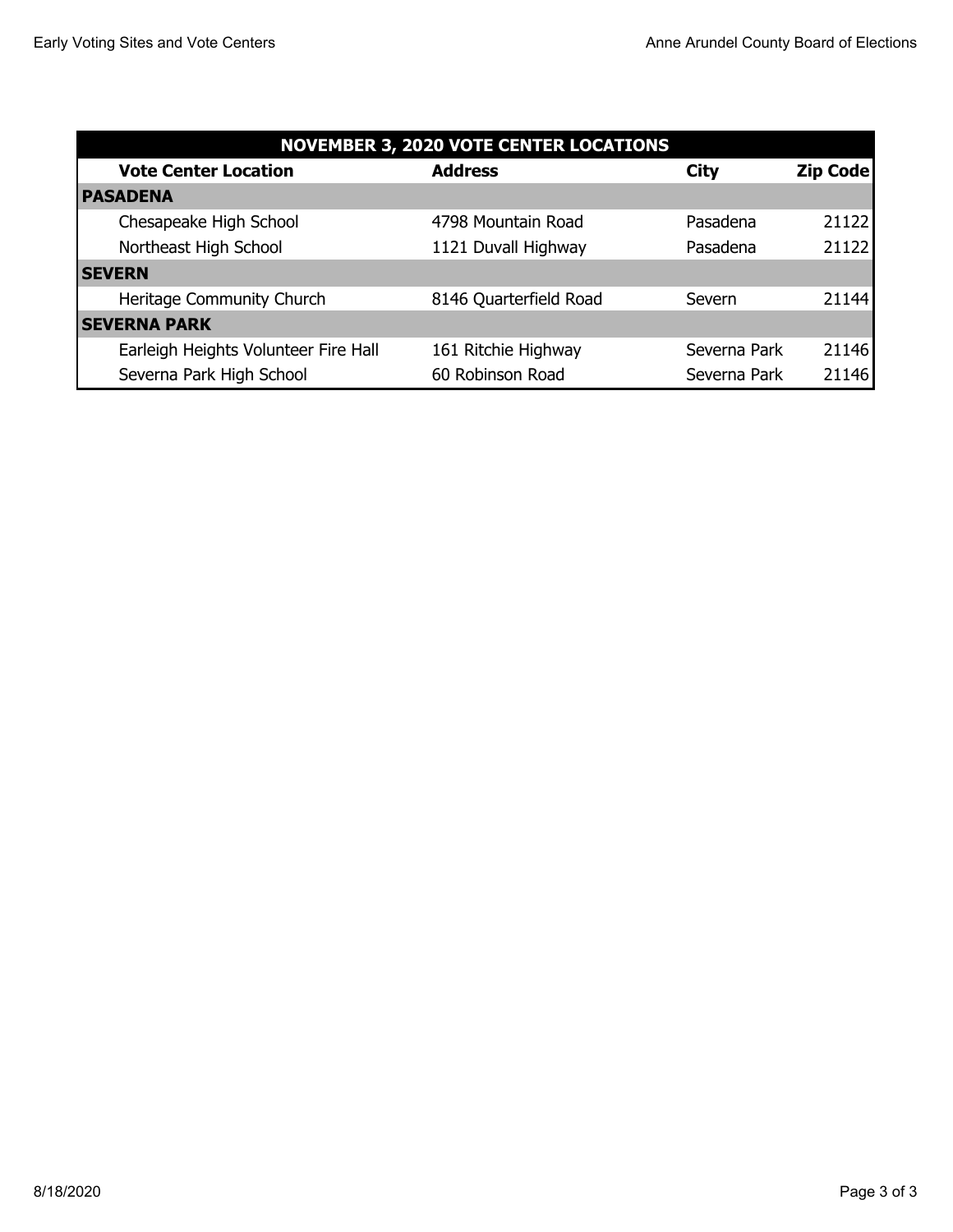| NOVEMBER 3, 2020 VOTE CENTER LOCATIONS | | | |
| --- | --- | --- | --- |
| **Vote Center Location** | **Address** | **City** | **Zip Code** |
| **PASADENA** | | | |
| Chesapeake High School | 4798 Mountain Road | Pasadena | 21122 |
| Northeast High School | 1121 Duvall Highway | Pasadena | 21122 |
| **SEVERN** | | | |
| Heritage Community Church | 8146 Quarterfield Road | Severn | 21144 |
| **SEVERNA PARK** | | | |
| Earleigh Heights Volunteer Fire Hall | 161 Ritchie Highway | Severna Park | 21146 |
| Severna Park High School | 60 Robinson Road | Severna Park | 21146 |